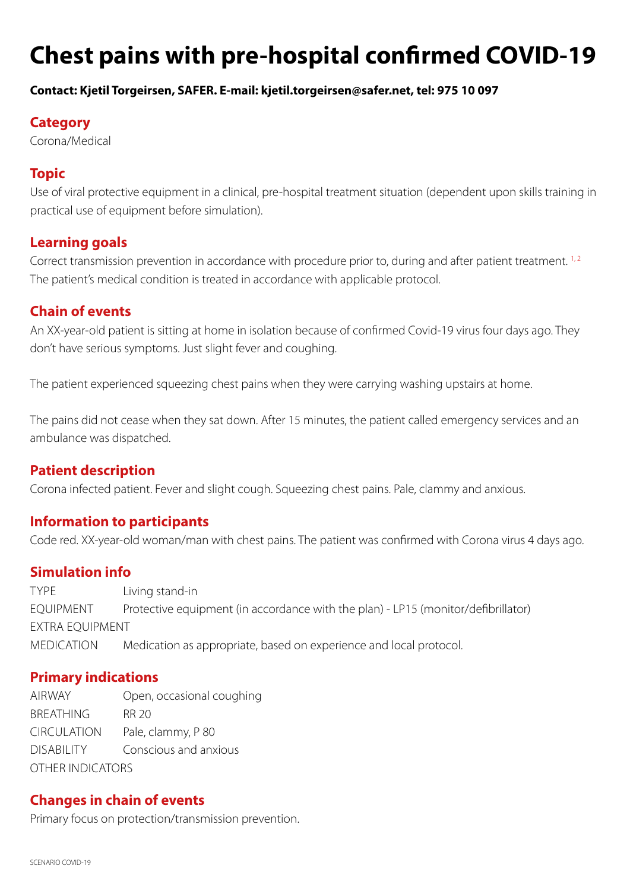# Chest pains with pre-hospital confirmed COVID-19

**Contact: Kjetil Torgeirsen, SAFER. E-mail: kjetil.torgeirsen@safer.net, tel: 975 10 097**

## Category

Corona/Medical

## Topic

Use of viral protective equipment in a clinical, pre-hospital treatment situation (dependent upon skills training in practical use of equipment before simulation).

## Learning goals

Correct transmission prevention in accordance with procedure prior to, during and after patient treatment. [1, 2]
The patient's medical condition is treated in accordance with applicable protocol.

## Chain of events

An XX-year-old patient is sitting at home in isolation because of confirmed Covid-19 virus four days ago. They don't have serious symptoms. Just slight fever and coughing.

The patient experienced squeezing chest pains when they were carrying washing upstairs at home.

The pains did not cease when they sat down. After 15 minutes, the patient called emergency services and an ambulance was dispatched.

## Patient description

Corona infected patient. Fever and slight cough. Squeezing chest pains. Pale, clammy and anxious.

## Information to participants

Code red. XX-year-old woman/man with chest pains. The patient was confirmed with Corona virus 4 days ago.

## Simulation info

| | |
|---|---|
| TYPE | Living stand-in |
| EQUIPMENT | Protective equipment (in accordance with the plan) - LP15 (monitor/defibrillator) |
| EXTRA EQUIPMENT | |
| MEDICATION | Medication as appropriate, based on experience and local protocol. |

## Primary indications

| | |
|---|---|
| AIRWAY | Open, occasional coughing |
| BREATHING | RR 20 |
| CIRCULATION | Pale, clammy, P 80 |
| DISABILITY | Conscious and anxious |
| OTHER INDICATORS | |

## Changes in chain of events

Primary focus on protection/transmission prevention.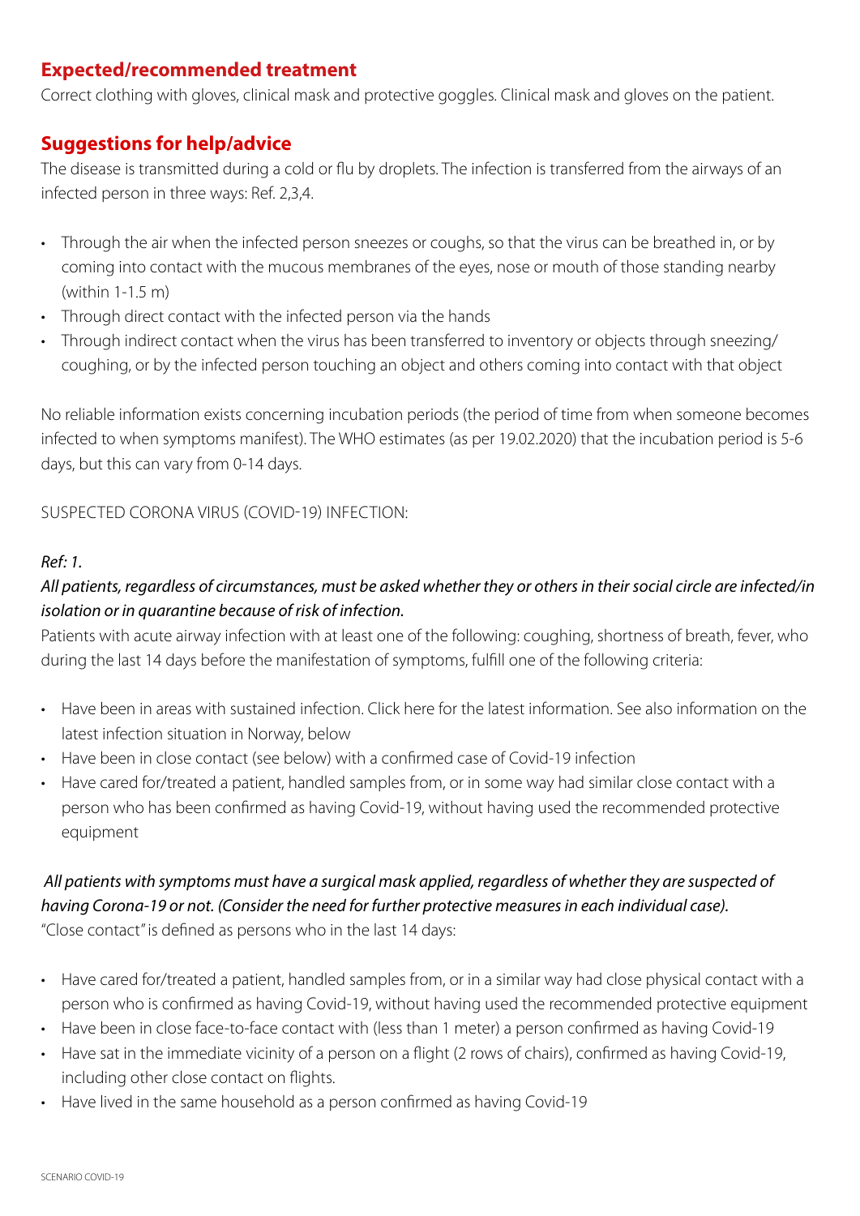## Expected/recommended treatment

Correct clothing with gloves, clinical mask and protective goggles. Clinical mask and gloves on the patient.

## Suggestions for help/advice

The disease is transmitted during a cold or flu by droplets. The infection is transferred from the airways of an infected person in three ways: Ref. 2,3,4.

- Through the air when the infected person sneezes or coughs, so that the virus can be breathed in, or by coming into contact with the mucous membranes of the eyes, nose or mouth of those standing nearby (within 1-1.5 m)
- Through direct contact with the infected person via the hands
- Through indirect contact when the virus has been transferred to inventory or objects through sneezing/coughing, or by the infected person touching an object and others coming into contact with that object

No reliable information exists concerning incubation periods (the period of time from when someone becomes infected to when symptoms manifest). The WHO estimates (as per 19.02.2020) that the incubation period is 5-6 days, but this can vary from 0-14 days.

SUSPECTED CORONA VIRUS (COVID-19) INFECTION:

*Ref: 1.*

*All patients, regardless of circumstances, must be asked whether they or others in their social circle are infected/in isolation or in quarantine because of risk of infection.*

Patients with acute airway infection with at least one of the following: coughing, shortness of breath, fever, who during the last 14 days before the manifestation of symptoms, fulfill one of the following criteria:

- Have been in areas with sustained infection. Click here for the latest information. See also information on the latest infection situation in Norway, below
- Have been in close contact (see below) with a confirmed case of Covid-19 infection
- Have cared for/treated a patient, handled samples from, or in some way had similar close contact with a person who has been confirmed as having Covid-19, without having used the recommended protective equipment

*All patients with symptoms must have a surgical mask applied, regardless of whether they are suspected of having Corona-19 or not. (Consider the need for further protective measures in each individual case).*

"Close contact" is defined as persons who in the last 14 days:

- Have cared for/treated a patient, handled samples from, or in a similar way had close physical contact with a person who is confirmed as having Covid-19, without having used the recommended protective equipment
- Have been in close face-to-face contact with (less than 1 meter) a person confirmed as having Covid-19
- Have sat in the immediate vicinity of a person on a flight (2 rows of chairs), confirmed as having Covid-19, including other close contact on flights.
- Have lived in the same household as a person confirmed as having Covid-19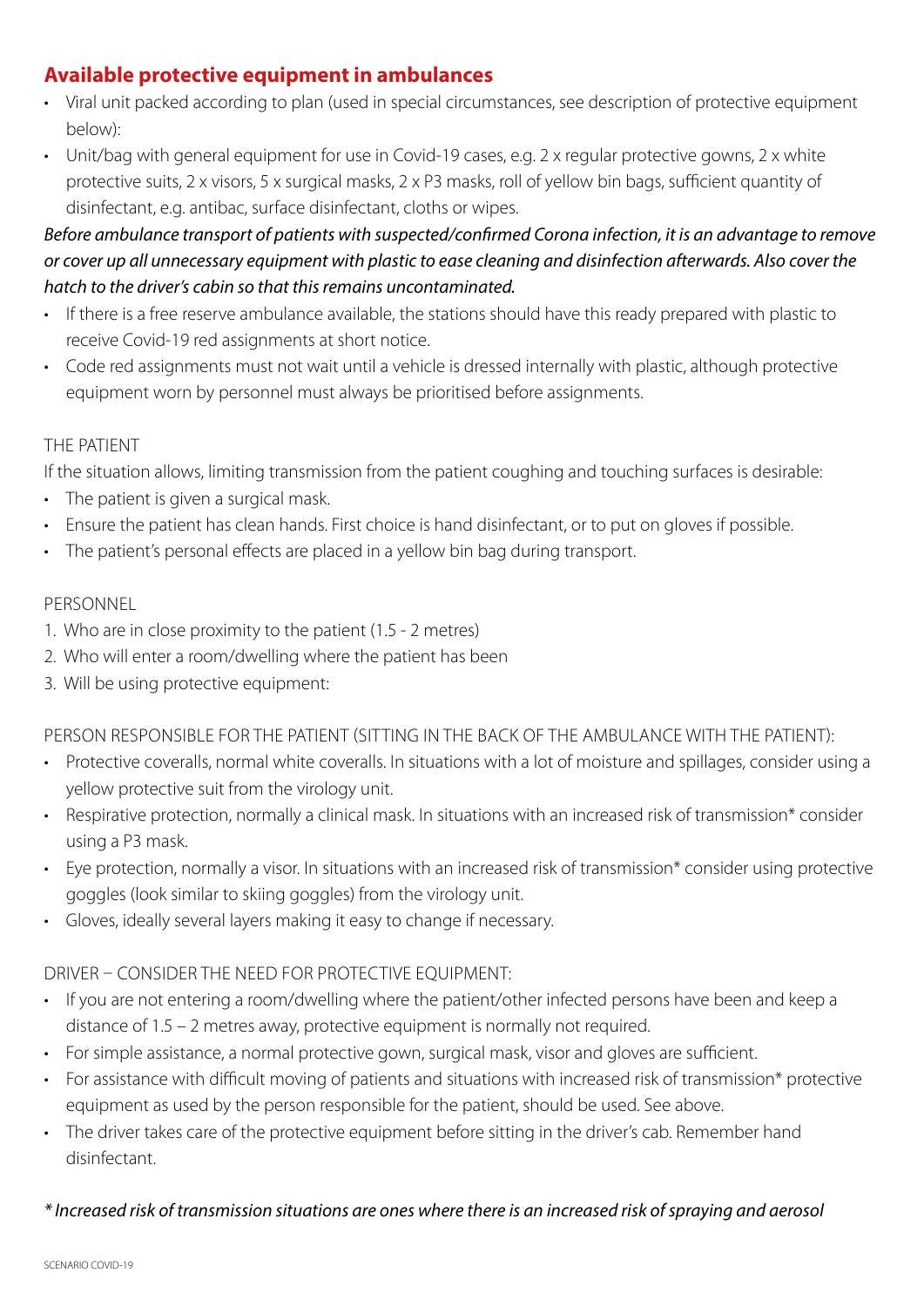## Available protective equipment in ambulances

- Viral unit packed according to plan (used in special circumstances, see description of protective equipment below):
- Unit/bag with general equipment for use in Covid-19 cases, e.g. 2 x regular protective gowns, 2 x white protective suits, 2 x visors, 5 x surgical masks, 2 x P3 masks, roll of yellow bin bags, sufficient quantity of disinfectant, e.g. antibac, surface disinfectant, cloths or wipes.

*Before ambulance transport of patients with suspected/confirmed Corona infection, it is an advantage to remove or cover up all unnecessary equipment with plastic to ease cleaning and disinfection afterwards. Also cover the hatch to the driver's cabin so that this remains uncontaminated.*

- If there is a free reserve ambulance available, the stations should have this ready prepared with plastic to receive Covid-19 red assignments at short notice.
- Code red assignments must not wait until a vehicle is dressed internally with plastic, although protective equipment worn by personnel must always be prioritised before assignments.

THE PATIENT

If the situation allows, limiting transmission from the patient coughing and touching surfaces is desirable:

- The patient is given a surgical mask.
- Ensure the patient has clean hands. First choice is hand disinfectant, or to put on gloves if possible.
- The patient's personal effects are placed in a yellow bin bag during transport.

PERSONNEL

1. Who are in close proximity to the patient (1.5 - 2 metres)
2. Who will enter a room/dwelling where the patient has been
3. Will be using protective equipment:

PERSON RESPONSIBLE FOR THE PATIENT (SITTING IN THE BACK OF THE AMBULANCE WITH THE PATIENT):

- Protective coveralls, normal white coveralls. In situations with a lot of moisture and spillages, consider using a yellow protective suit from the virology unit.
- Respirative protection, normally a clinical mask. In situations with an increased risk of transmission* consider using a P3 mask.
- Eye protection, normally a visor. In situations with an increased risk of transmission* consider using protective goggles (look similar to skiing goggles) from the virology unit.
- Gloves, ideally several layers making it easy to change if necessary.

DRIVER – CONSIDER THE NEED FOR PROTECTIVE EQUIPMENT:

- If you are not entering a room/dwelling where the patient/other infected persons have been and keep a distance of 1.5 – 2 metres away, protective equipment is normally not required.
- For simple assistance, a normal protective gown, surgical mask, visor and gloves are sufficient.
- For assistance with difficult moving of patients and situations with increased risk of transmission* protective equipment as used by the person responsible for the patient, should be used. See above.
- The driver takes care of the protective equipment before sitting in the driver's cab. Remember hand disinfectant.

*\* Increased risk of transmission situations are ones where there is an increased risk of spraying and aerosol*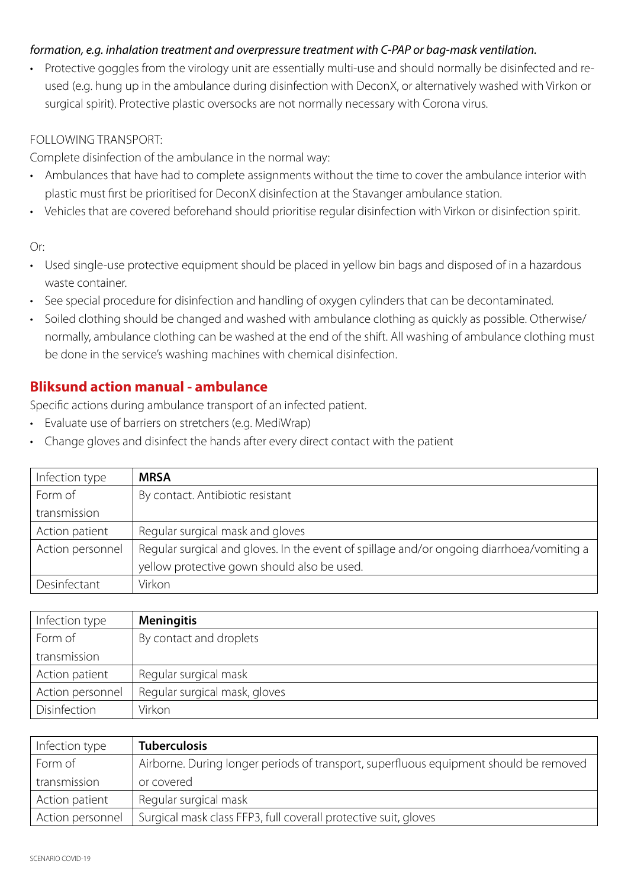*formation, e.g. inhalation treatment and overpressure treatment with C-PAP or bag-mask ventilation.*

- Protective goggles from the virology unit are essentially multi-use and should normally be disinfected and re-used (e.g. hung up in the ambulance during disinfection with DeconX, or alternatively washed with Virkon or surgical spirit). Protective plastic oversocks are not normally necessary with Corona virus.

FOLLOWING TRANSPORT:

Complete disinfection of the ambulance in the normal way:

- Ambulances that have had to complete assignments without the time to cover the ambulance interior with plastic must first be prioritised for DeconX disinfection at the Stavanger ambulance station.
- Vehicles that are covered beforehand should prioritise regular disinfection with Virkon or disinfection spirit.

Or:

- Used single-use protective equipment should be placed in yellow bin bags and disposed of in a hazardous waste container.
- See special procedure for disinfection and handling of oxygen cylinders that can be decontaminated.
- Soiled clothing should be changed and washed with ambulance clothing as quickly as possible. Otherwise/normally, ambulance clothing can be washed at the end of the shift. All washing of ambulance clothing must be done in the service's washing machines with chemical disinfection.

## Bliksund action manual - ambulance

Specific actions during ambulance transport of an infected patient.

- Evaluate use of barriers on stretchers (e.g. MediWrap)
- Change gloves and disinfect the hands after every direct contact with the patient

| Infection type | **MRSA** |
|---|---|
| Form of transmission | By contact. Antibiotic resistant |
| Action patient | Regular surgical mask and gloves |
| Action personnel | Regular surgical and gloves. In the event of spillage and/or ongoing diarrhoea/vomiting a yellow protective gown should also be used. |
| Desinfectant | Virkon |

| Infection type | **Meningitis** |
|---|---|
| Form of transmission | By contact and droplets |
| Action patient | Regular surgical mask |
| Action personnel | Regular surgical mask, gloves |
| Disinfection | Virkon |

| Infection type | **Tuberculosis** |
|---|---|
| Form of transmission | Airborne. During longer periods of transport, superfluous equipment should be removed or covered |
| Action patient | Regular surgical mask |
| Action personnel | Surgical mask class FFP3, full coverall protective suit, gloves |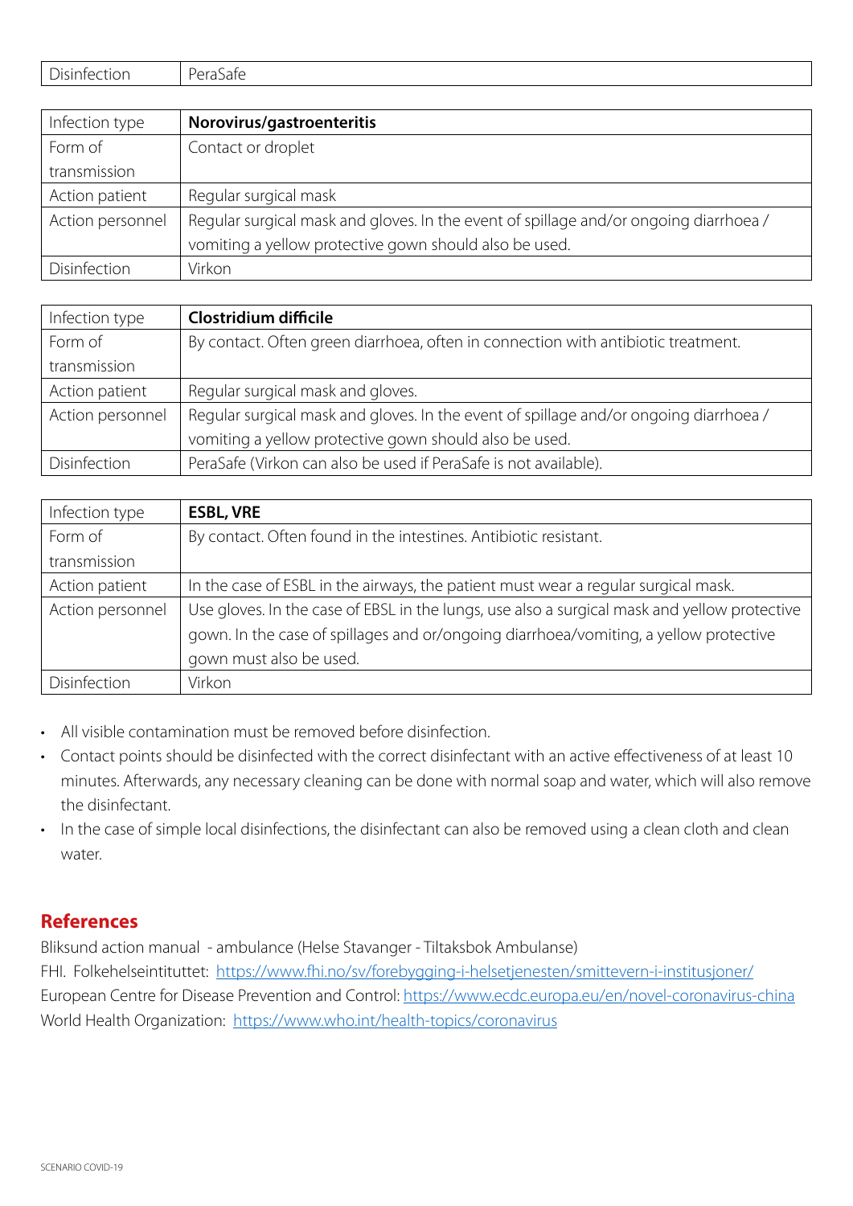| | |
|---|---|
| Disinfection | PeraSafe |

| Infection type | **Norovirus/gastroenteritis** |
|---|---|
| Form of transmission | Contact or droplet |
| Action patient | Regular surgical mask |
| Action personnel | Regular surgical mask and gloves. In the event of spillage and/or ongoing diarrhoea / vomiting a yellow protective gown should also be used. |
| Disinfection | Virkon |

| Infection type | **Clostridium difficile** |
|---|---|
| Form of transmission | By contact. Often green diarrhoea, often in connection with antibiotic treatment. |
| Action patient | Regular surgical mask and gloves. |
| Action personnel | Regular surgical mask and gloves. In the event of spillage and/or ongoing diarrhoea / vomiting a yellow protective gown should also be used. |
| Disinfection | PeraSafe (Virkon can also be used if PeraSafe is not available). |

| Infection type | **ESBL, VRE** |
|---|---|
| Form of transmission | By contact. Often found in the intestines. Antibiotic resistant. |
| Action patient | In the case of ESBL in the airways, the patient must wear a regular surgical mask. |
| Action personnel | Use gloves. In the case of EBSL in the lungs, use also a surgical mask and yellow protective gown. In the case of spillages and or/ongoing diarrhoea/vomiting, a yellow protective gown must also be used. |
| Disinfection | Virkon |

- All visible contamination must be removed before disinfection.
- Contact points should be disinfected with the correct disinfectant with an active effectiveness of at least 10 minutes. Afterwards, any necessary cleaning can be done with normal soap and water, which will also remove the disinfectant.
- In the case of simple local disinfections, the disinfectant can also be removed using a clean cloth and clean water.

## References

Bliksund action manual - ambulance (Helse Stavanger - Tiltaksbok Ambulanse)

FHI. Folkehelseintituttet: https://www.fhi.no/sv/forebygging-i-helsetjenesten/smittevern-i-institusjoner/

European Centre for Disease Prevention and Control: https://www.ecdc.europa.eu/en/novel-coronavirus-china

World Health Organization: https://www.who.int/health-topics/coronavirus